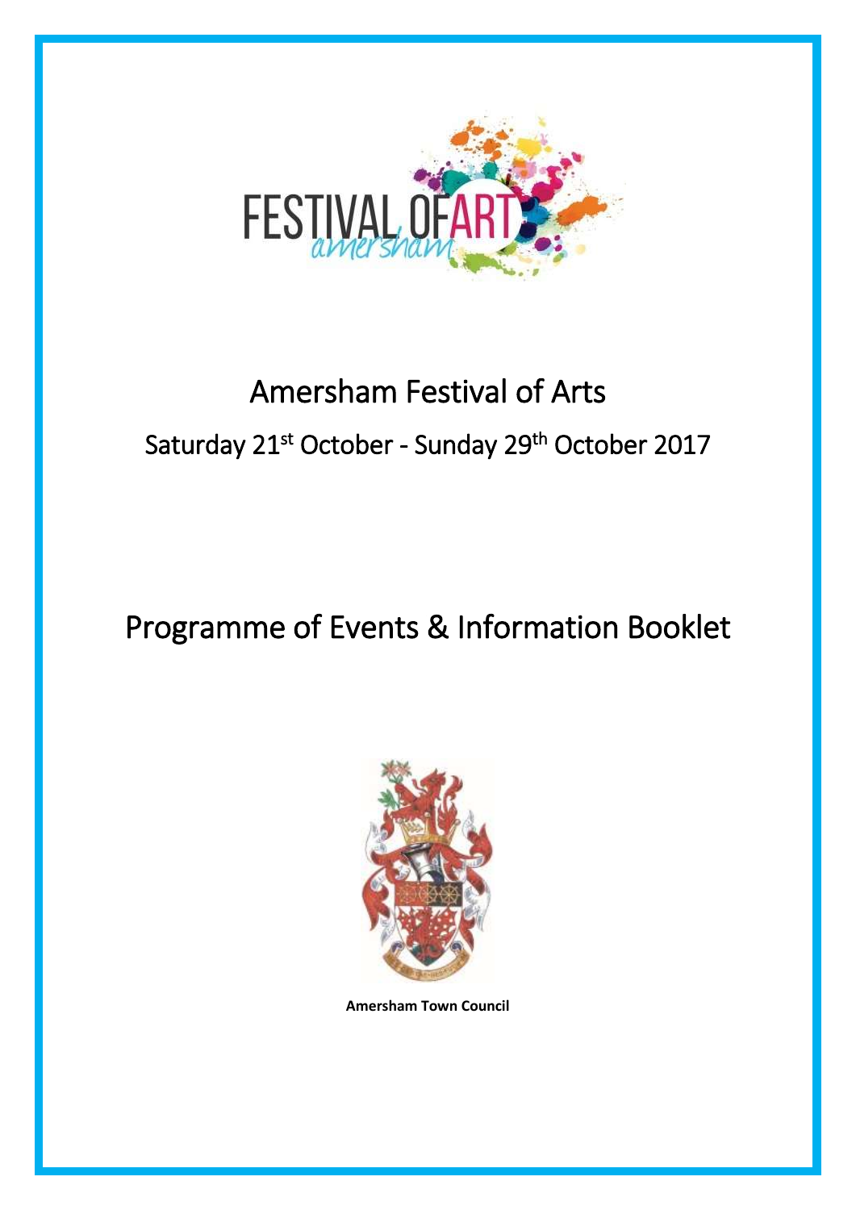# Amersham Festival of Arts

## Saturday 21st October - Sunday 29th October 2017

# Programme of Events & Information Booklet

**Amersham Town Council**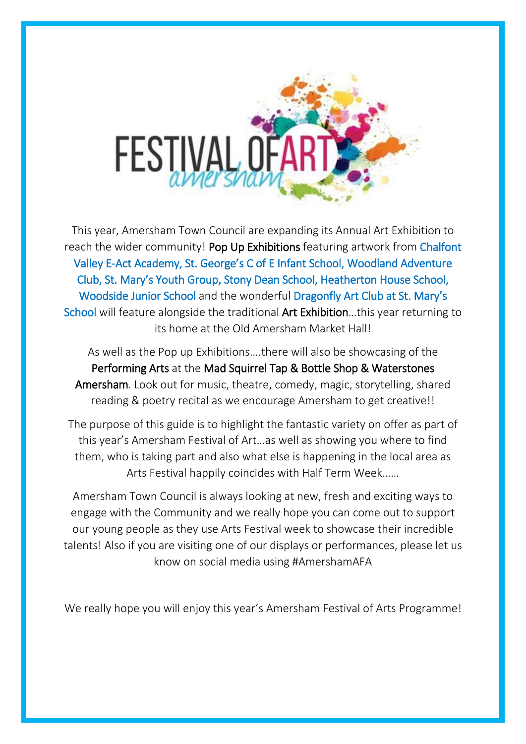# FESTIVAL OF ART amersham

This year, Amersham Town Council are expanding its Annual Art Exhibition to reach the wider community! Pop Up Exhibitions featuring artwork from Chalfont Valley E-Act Academy, St. George's C of E Infant School, Woodland Adventure Club, St. Mary's Youth Group, Stony Dean School, Heatherton House School, Woodside Junior School and the wonderful Dragonfly Art Club at St. Mary's School will feature alongside the traditional Art Exhibition…this year returning to its home at the Old Amersham Market Hall!

As well as the Pop up Exhibitions….there will also be showcasing of the Performing Arts at the Mad Squirrel Tap & Bottle Shop & Waterstones Amersham. Look out for music, theatre, comedy, magic, storytelling, shared reading & poetry recital as we encourage Amersham to get creative!!

The purpose of this guide is to highlight the fantastic variety on offer as part of this year's Amersham Festival of Art…as well as showing you where to find them, who is taking part and also what else is happening in the local area as Arts Festival happily coincides with Half Term Week……

Amersham Town Council is always looking at new, fresh and exciting ways to engage with the Community and we really hope you can come out to support our young people as they use Arts Festival week to showcase their incredible talents! Also if you are visiting one of our displays or performances, please let us know on social media using #AmershamAFA

We really hope you will enjoy this year's Amersham Festival of Arts Programme!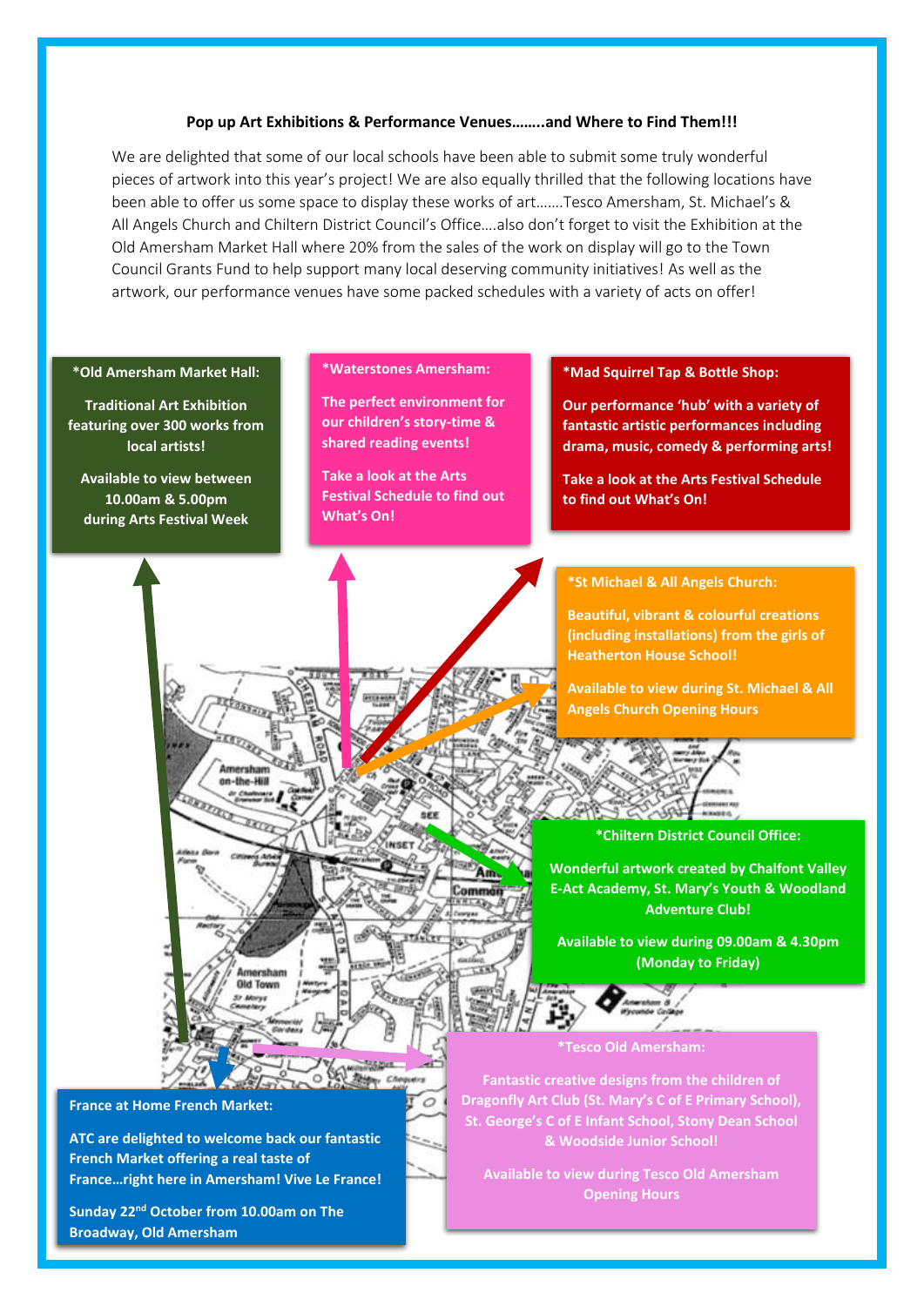**Pop up Art Exhibitions & Performance Venues……..and Where to Find Them!!!**

We are delighted that some of our local schools have been able to submit some truly wonderful pieces of artwork into this year's project! We are also equally thrilled that the following locations have been able to offer us some space to display these works of art…….Tesco Amersham, St. Michael's & All Angels Church and Chiltern District Council's Office….also don't forget to visit the Exhibition at the Old Amersham Market Hall where 20% from the sales of the work on display will go to the Town Council Grants Fund to help support many local deserving community initiatives! As well as the artwork, our performance venues have some packed schedules with a variety of acts on offer!

**\*Old Amersham Market Hall:**

**Traditional Art Exhibition featuring over 300 works from local artists!**

**Available to view between 10.00am & 5.00pm during Arts Festival Week**

**\*Waterstones Amersham:**

**The perfect environment for our children's story-time & shared reading events!**

**Take a look at the Arts Festival Schedule to find out What's On!**

**\*Mad Squirrel Tap & Bottle Shop:**

**Our performance 'hub' with a variety of fantastic artistic performances including drama, music, comedy & performing arts!**

**Take a look at the Arts Festival Schedule to find out What's On!**

**\*St Michael & All Angels Church:**

**Beautiful, vibrant & colourful creations (including installations) from the girls of Heatherton House School!**

**Available to view during St. Michael & All Angels Church Opening Hours**

**\*Chiltern District Council Office:**

**Wonderful artwork created by Chalfont Valley E-Act Academy, St. Mary's Youth & Woodland Adventure Club!**

**Available to view during 09.00am & 4.30pm (Monday to Friday)**

**\*Tesco Old Amersham:**

**Fantastic creative designs from the children of Dragonfly Art Club (St. Mary's C of E Primary School), St. George's C of E Infant School, Stony Dean School & Woodside Junior School!**

**Available to view during Tesco Old Amersham Opening Hours**

**France at Home French Market:**

**ATC are delighted to welcome back our fantastic French Market offering a real taste of France…right here in Amersham! Vive Le France!**

**Sunday 22nd October from 10.00am on The Broadway, Old Amersham**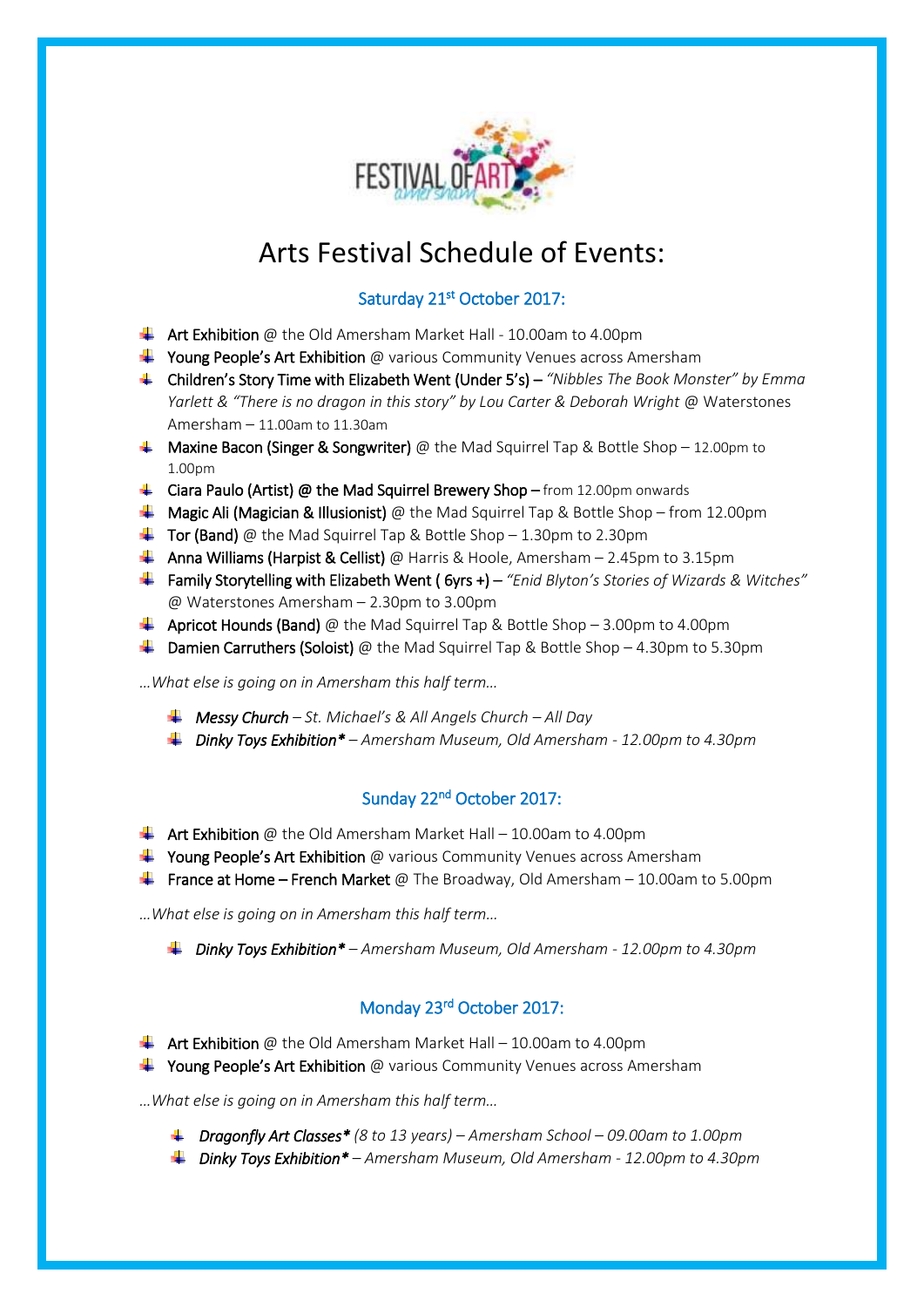# Arts Festival Schedule of Events:

## Saturday 21st October 2017:

- **Art Exhibition** @ the Old Amersham Market Hall - 10.00am to 4.00pm
- **Young People's Art Exhibition** @ various Community Venues across Amersham
- **Children's Story Time with Elizabeth Went (Under 5's)** – *"Nibbles The Book Monster" by Emma Yarlett & "There is no dragon in this story" by Lou Carter & Deborah Wright* @ Waterstones Amersham – 11.00am to 11.30am
- **Maxine Bacon (Singer & Songwriter)** @ the Mad Squirrel Tap & Bottle Shop – 12.00pm to 1.00pm
- **Ciara Paulo (Artist) @ the Mad Squirrel Brewery Shop** – from 12.00pm onwards
- **Magic Ali (Magician & Illusionist)** @ the Mad Squirrel Tap & Bottle Shop – from 12.00pm
- **Tor (Band)** @ the Mad Squirrel Tap & Bottle Shop – 1.30pm to 2.30pm
- **Anna Williams (Harpist & Cellist)** @ Harris & Hoole, Amersham – 2.45pm to 3.15pm
- **Family Storytelling with Elizabeth Went ( 6yrs +)** – *"Enid Blyton's Stories of Wizards & Witches"* @ Waterstones Amersham – 2.30pm to 3.00pm
- **Apricot Hounds (Band)** @ the Mad Squirrel Tap & Bottle Shop – 3.00pm to 4.00pm
- **Damien Carruthers (Soloist)** @ the Mad Squirrel Tap & Bottle Shop – 4.30pm to 5.30pm

*…What else is going on in Amersham this half term…*

- ***Messy Church*** *– St. Michael's & All Angels Church – All Day*
- ***Dinky Toys Exhibition**** *– Amersham Museum, Old Amersham - 12.00pm to 4.30pm*

## Sunday 22nd October 2017:

- **Art Exhibition** @ the Old Amersham Market Hall – 10.00am to 4.00pm
- **Young People's Art Exhibition** @ various Community Venues across Amersham
- **France at Home – French Market** @ The Broadway, Old Amersham – 10.00am to 5.00pm

*…What else is going on in Amersham this half term…*

- ***Dinky Toys Exhibition**** *– Amersham Museum, Old Amersham - 12.00pm to 4.30pm*

## Monday 23rd October 2017:

- **Art Exhibition** @ the Old Amersham Market Hall – 10.00am to 4.00pm
- **Young People's Art Exhibition** @ various Community Venues across Amersham

*…What else is going on in Amersham this half term…*

- ***Dragonfly Art Classes**** *(8 to 13 years) – Amersham School – 09.00am to 1.00pm*
- ***Dinky Toys Exhibition**** *– Amersham Museum, Old Amersham - 12.00pm to 4.30pm*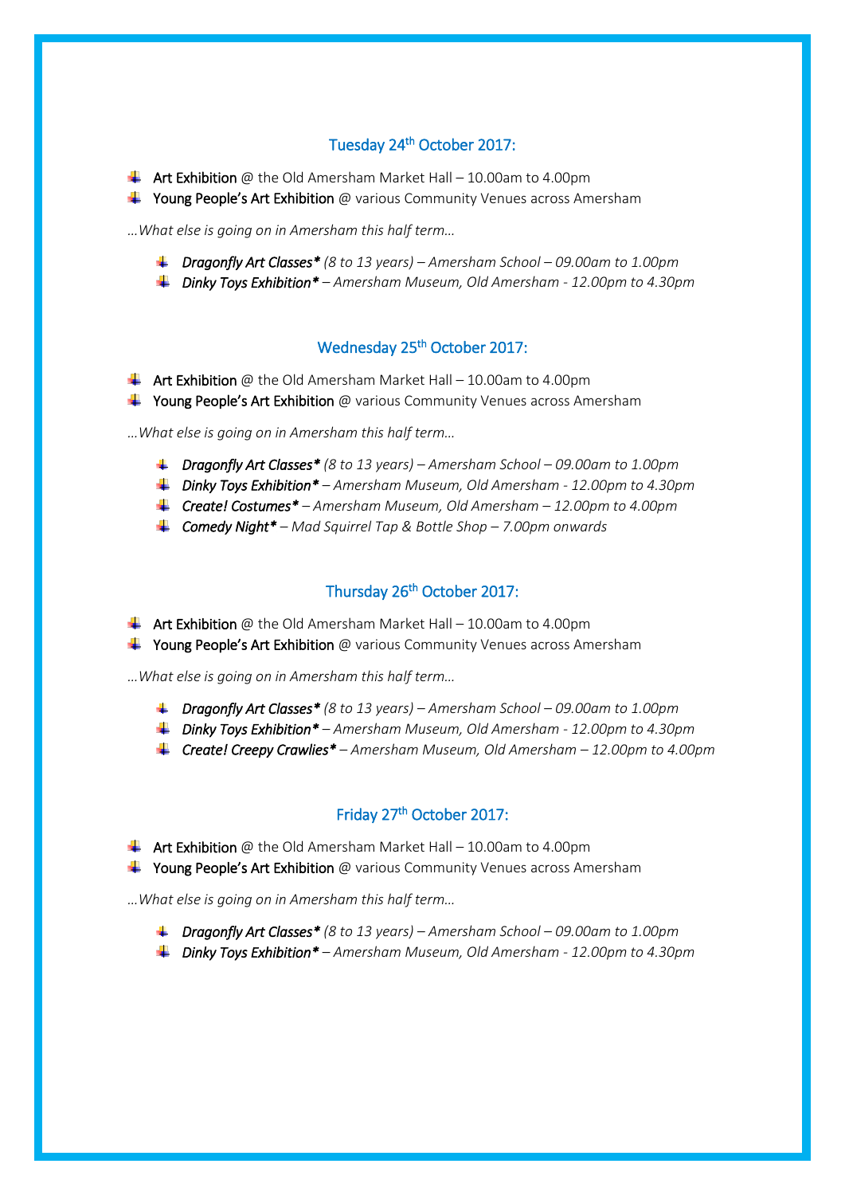## Tuesday 24th October 2017:

- **Art Exhibition** @ the Old Amersham Market Hall – 10.00am to 4.00pm
- **Young People's Art Exhibition** @ various Community Venues across Amersham

*…What else is going on in Amersham this half term…*

  - ***Dragonfly Art Classes**** *(8 to 13 years) – Amersham School – 09.00am to 1.00pm*
  - ***Dinky Toys Exhibition**** *– Amersham Museum, Old Amersham - 12.00pm to 4.30pm*

## Wednesday 25th October 2017:

- **Art Exhibition** @ the Old Amersham Market Hall – 10.00am to 4.00pm
- **Young People's Art Exhibition** @ various Community Venues across Amersham

*…What else is going on in Amersham this half term…*

  - ***Dragonfly Art Classes**** *(8 to 13 years) – Amersham School – 09.00am to 1.00pm*
  - ***Dinky Toys Exhibition**** *– Amersham Museum, Old Amersham - 12.00pm to 4.30pm*
  - ***Create! Costumes**** *– Amersham Museum, Old Amersham – 12.00pm to 4.00pm*
  - ***Comedy Night**** *– Mad Squirrel Tap & Bottle Shop – 7.00pm onwards*

## Thursday 26th October 2017:

- **Art Exhibition** @ the Old Amersham Market Hall – 10.00am to 4.00pm
- **Young People's Art Exhibition** @ various Community Venues across Amersham

*…What else is going on in Amersham this half term…*

  - ***Dragonfly Art Classes**** *(8 to 13 years) – Amersham School – 09.00am to 1.00pm*
  - ***Dinky Toys Exhibition**** *– Amersham Museum, Old Amersham - 12.00pm to 4.30pm*
  - ***Create! Creepy Crawlies**** *– Amersham Museum, Old Amersham – 12.00pm to 4.00pm*

## Friday 27th October 2017:

- **Art Exhibition** @ the Old Amersham Market Hall – 10.00am to 4.00pm
- **Young People's Art Exhibition** @ various Community Venues across Amersham

*…What else is going on in Amersham this half term…*

  - ***Dragonfly Art Classes**** *(8 to 13 years) – Amersham School – 09.00am to 1.00pm*
  - ***Dinky Toys Exhibition**** *– Amersham Museum, Old Amersham - 12.00pm to 4.30pm*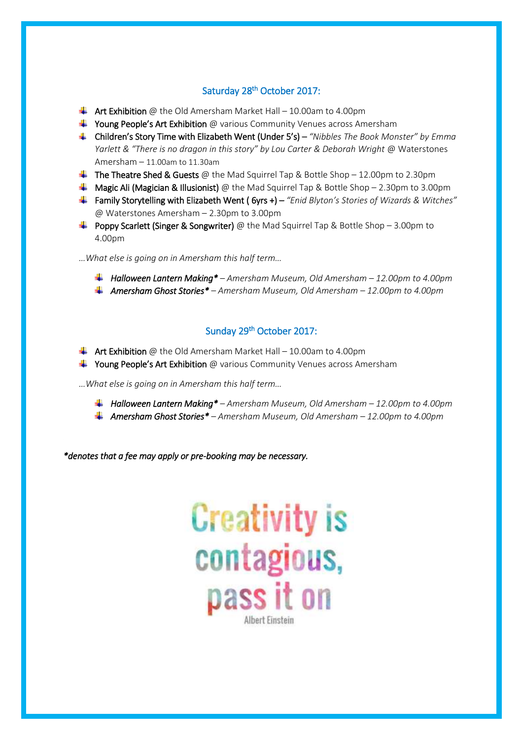## Saturday 28th October 2017:

- **Art Exhibition** @ the Old Amersham Market Hall – 10.00am to 4.00pm
- **Young People's Art Exhibition** @ various Community Venues across Amersham
- **Children's Story Time with Elizabeth Went (Under 5's)** – *"Nibbles The Book Monster" by Emma Yarlett & "There is no dragon in this story" by Lou Carter & Deborah Wright* @ Waterstones Amersham – 11.00am to 11.30am
- **The Theatre Shed & Guests** @ the Mad Squirrel Tap & Bottle Shop – 12.00pm to 2.30pm
- **Magic Ali (Magician & Illusionist)** @ the Mad Squirrel Tap & Bottle Shop – 2.30pm to 3.00pm
- **Family Storytelling with Elizabeth Went ( 6yrs +)** – *"Enid Blyton's Stories of Wizards & Witches"* @ Waterstones Amersham – 2.30pm to 3.00pm
- **Poppy Scarlett (Singer & Songwriter)** @ the Mad Squirrel Tap & Bottle Shop – 3.00pm to 4.00pm

*…What else is going on in Amersham this half term…*

- ***Halloween Lantern Making**** *– Amersham Museum, Old Amersham – 12.00pm to 4.00pm*
- ***Amersham Ghost Stories**** *– Amersham Museum, Old Amersham – 12.00pm to 4.00pm*

## Sunday 29th October 2017:

- **Art Exhibition** @ the Old Amersham Market Hall – 10.00am to 4.00pm
- **Young People's Art Exhibition** @ various Community Venues across Amersham

*…What else is going on in Amersham this half term…*

- ***Halloween Lantern Making**** *– Amersham Museum, Old Amersham – 12.00pm to 4.00pm*
- ***Amersham Ghost Stories**** *– Amersham Museum, Old Amersham – 12.00pm to 4.00pm*

****denotes that a fee may apply or pre-booking may be necessary.***

Creativity is contagious, pass it on

Albert Einstein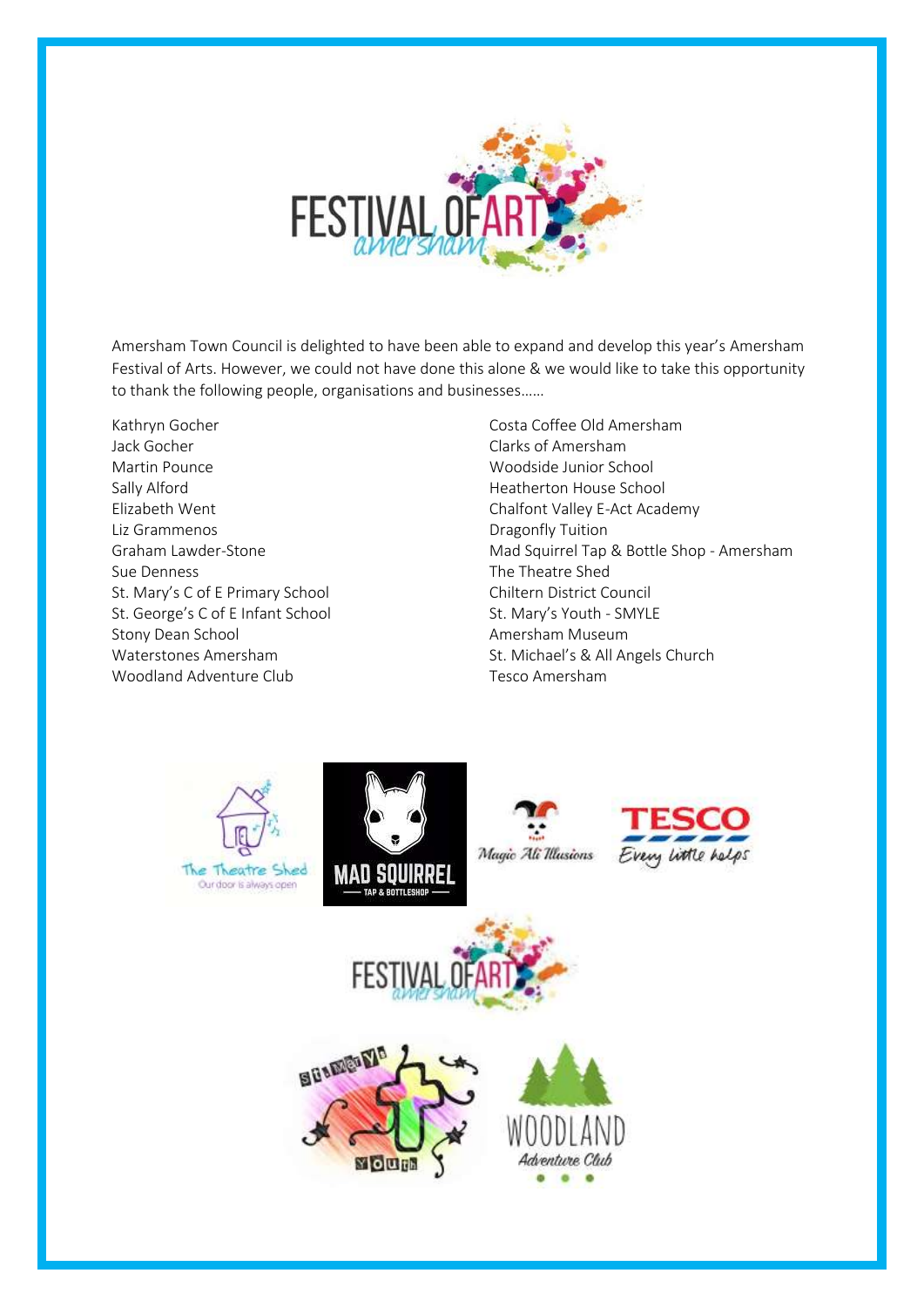Amersham Town Council is delighted to have been able to expand and develop this year's Amersham Festival of Arts. However, we could not have done this alone & we would like to take this opportunity to thank the following people, organisations and businesses……

Kathryn Gocher
Jack Gocher
Martin Pounce
Sally Alford
Elizabeth Went
Liz Grammenos
Graham Lawder-Stone
Sue Denness
St. Mary's C of E Primary School
St. George's C of E Infant School
Stony Dean School
Waterstones Amersham
Woodland Adventure Club
Costa Coffee Old Amersham
Clarks of Amersham
Woodside Junior School
Heatherton House School
Chalfont Valley E-Act Academy
Dragonfly Tuition
Mad Squirrel Tap & Bottle Shop - Amersham
The Theatre Shed
Chiltern District Council
St. Mary's Youth - SMYLE
Amersham Museum
St. Michael's & All Angels Church
Tesco Amersham